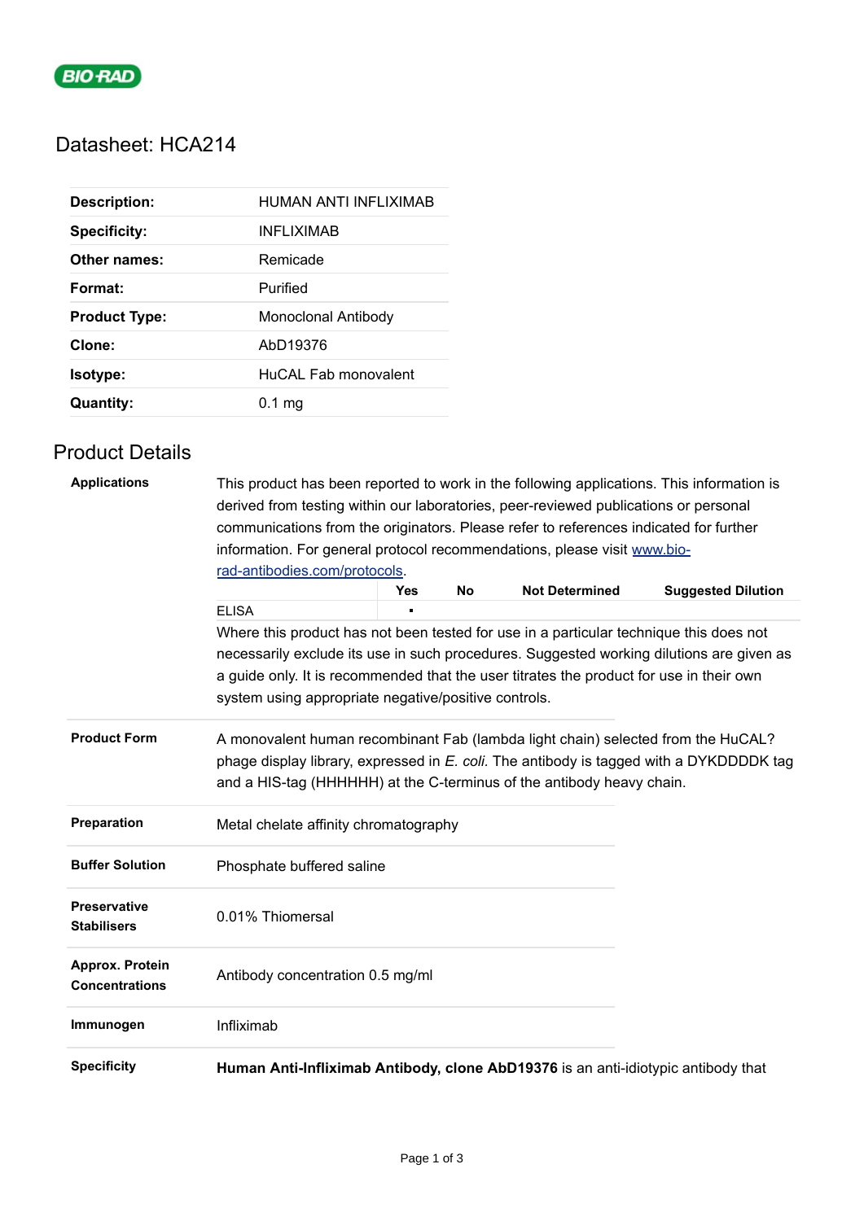BIO-RAD

# Datasheet: HCA214

| | |
|---|---|
| **Description:** | HUMAN ANTI INFLIXIMAB |
| **Specificity:** | INFLIXIMAB |
| **Other names:** | Remicade |
| **Format:** | Purified |
| **Product Type:** | Monoclonal Antibody |
| **Clone:** | AbD19376 |
| **Isotype:** | HuCAL Fab monovalent |
| **Quantity:** | 0.1 mg |

## Product Details

**Applications**

This product has been reported to work in the following applications. This information is derived from testing within our laboratories, peer-reviewed publications or personal communications from the originators. Please refer to references indicated for further information. For general protocol recommendations, please visit [www.bio-rad-antibodies.com/protocols](www.bio-rad-antibodies.com/protocols).

| | Yes | No | Not Determined | Suggested Dilution |
|---|---|---|---|---|
| ELISA | ▪ | | | |

Where this product has not been tested for use in a particular technique this does not necessarily exclude its use in such procedures. Suggested working dilutions are given as a guide only. It is recommended that the user titrates the product for use in their own system using appropriate negative/positive controls.

**Product Form**

A monovalent human recombinant Fab (lambda light chain) selected from the HuCAL? phage display library, expressed in *E. coli.* The antibody is tagged with a DYKDDDDK tag and a HIS-tag (HHHHHH) at the C-terminus of the antibody heavy chain.

**Preparation**

Metal chelate affinity chromatography

**Buffer Solution**

Phosphate buffered saline

**Preservative Stabilisers**

0.01% Thiomersal

**Approx. Protein Concentrations**

Antibody concentration 0.5 mg/ml

**Immunogen**

Infliximab

**Specificity**

**Human Anti-Infliximab Antibody, clone AbD19376** is an anti-idiotypic antibody that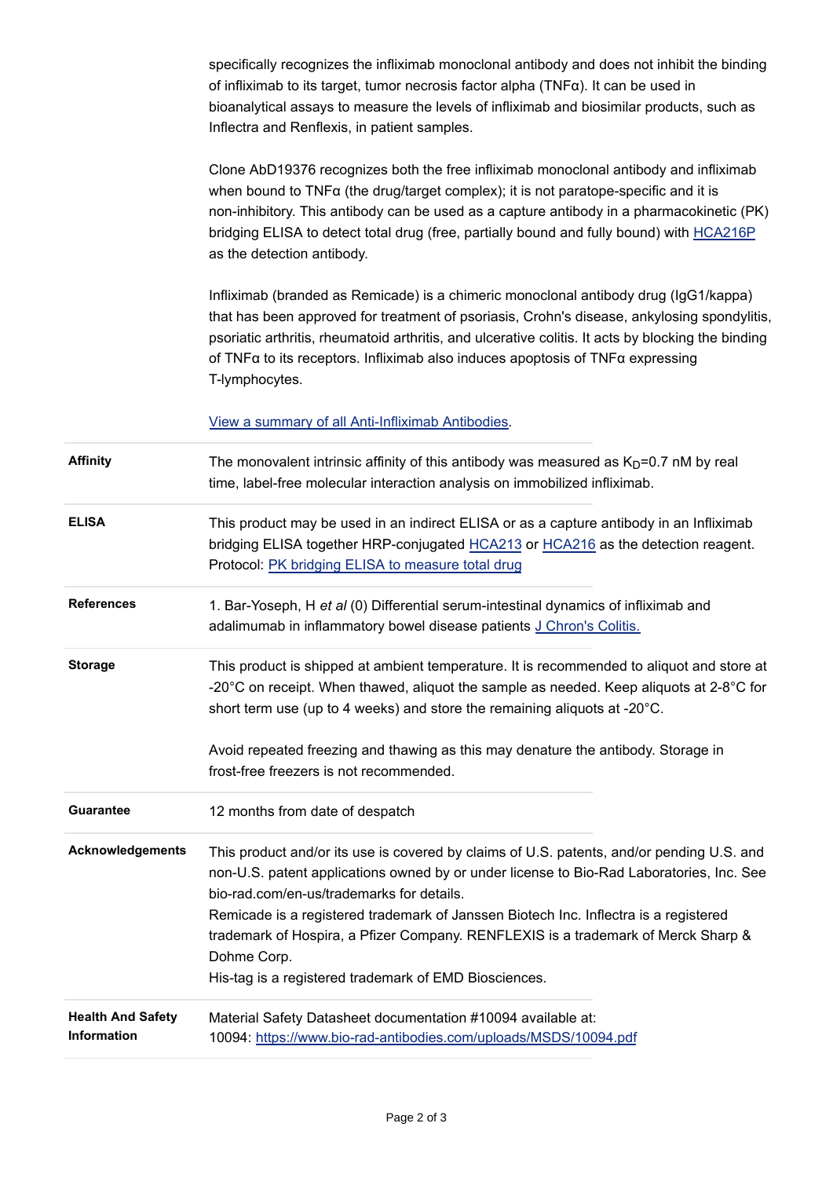specifically recognizes the infliximab monoclonal antibody and does not inhibit the binding of infliximab to its target, tumor necrosis factor alpha (TNFα). It can be used in bioanalytical assays to measure the levels of infliximab and biosimilar products, such as Inflectra and Renflexis, in patient samples.

Clone AbD19376 recognizes both the free infliximab monoclonal antibody and infliximab when bound to TNFα (the drug/target complex); it is not paratope-specific and it is non-inhibitory. This antibody can be used as a capture antibody in a pharmacokinetic (PK) bridging ELISA to detect total drug (free, partially bound and fully bound) with HCA216P as the detection antibody.

Infliximab (branded as Remicade) is a chimeric monoclonal antibody drug (IgG1/kappa) that has been approved for treatment of psoriasis, Crohn's disease, ankylosing spondylitis, psoriatic arthritis, rheumatoid arthritis, and ulcerative colitis. It acts by blocking the binding of TNFα to its receptors. Infliximab also induces apoptosis of TNFα expressing T-lymphocytes.

View a summary of all Anti-Infliximab Antibodies.

| | |
|---|---|
| **Affinity** | The monovalent intrinsic affinity of this antibody was measured as $K_D$=0.7 nM by real time, label-free molecular interaction analysis on immobilized infliximab. |
| **ELISA** | This product may be used in an indirect ELISA or as a capture antibody in an Infliximab bridging ELISA together HRP-conjugated HCA213 or HCA216 as the detection reagent. Protocol: PK bridging ELISA to measure total drug |
| **References** | 1. Bar-Yoseph, H *et al* (0) Differential serum-intestinal dynamics of infliximab and adalimumab in inflammatory bowel disease patients J Chron's Colitis. |
| **Storage** | This product is shipped at ambient temperature. It is recommended to aliquot and store at -20°C on receipt. When thawed, aliquot the sample as needed. Keep aliquots at 2-8°C for short term use (up to 4 weeks) and store the remaining aliquots at -20°C.<br><br>Avoid repeated freezing and thawing as this may denature the antibody. Storage in frost-free freezers is not recommended. |
| **Guarantee** | 12 months from date of despatch |
| **Acknowledgements** | This product and/or its use is covered by claims of U.S. patents, and/or pending U.S. and non-U.S. patent applications owned by or under license to Bio-Rad Laboratories, Inc. See bio-rad.com/en-us/trademarks for details.<br>Remicade is a registered trademark of Janssen Biotech Inc. Inflectra is a registered trademark of Hospira, a Pfizer Company. RENFLEXIS is a trademark of Merck Sharp & Dohme Corp.<br>His-tag is a registered trademark of EMD Biosciences. |
| **Health And Safety Information** | Material Safety Datasheet documentation #10094 available at:<br>10094: https://www.bio-rad-antibodies.com/uploads/MSDS/10094.pdf |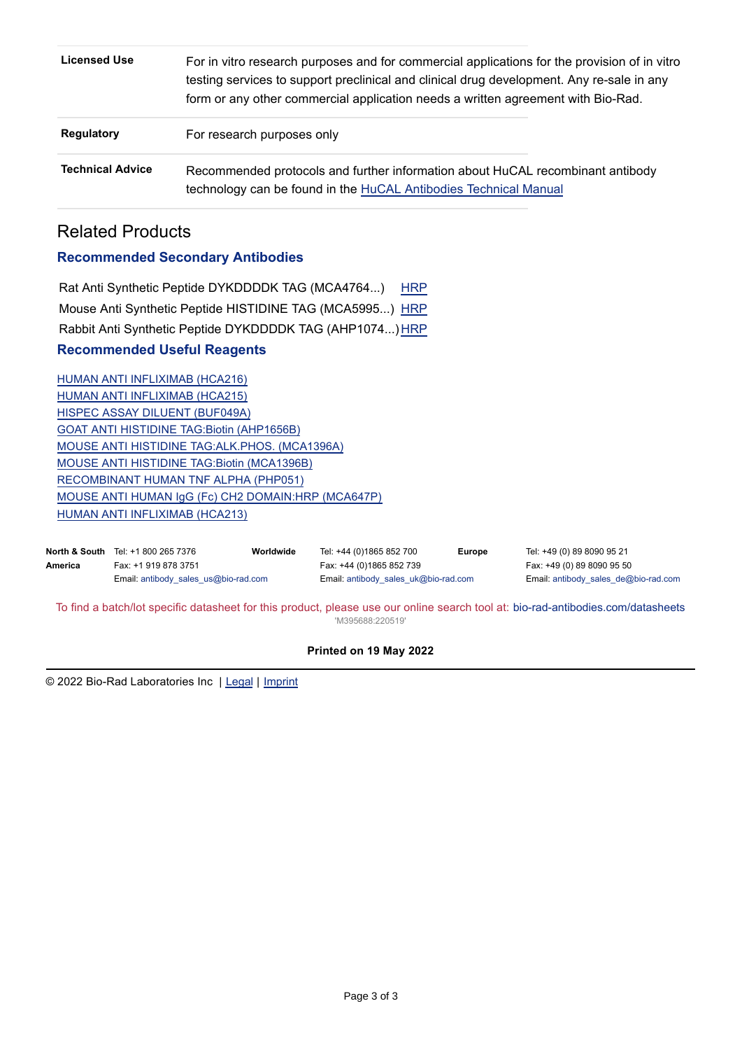| | |
|---|---|
| **Licensed Use** | For in vitro research purposes and for commercial applications for the provision of in vitro testing services to support preclinical and clinical drug development. Any re-sale in any form or any other commercial application needs a written agreement with Bio-Rad. |
| **Regulatory** | For research purposes only |
| **Technical Advice** | Recommended protocols and further information about HuCAL recombinant antibody technology can be found in the HuCAL Antibodies Technical Manual |

## Related Products

### Recommended Secondary Antibodies

| | |
|---|---|
| Rat Anti Synthetic Peptide DYKDDDDK TAG (MCA4764...) | HRP |
| Mouse Anti Synthetic Peptide HISTIDINE TAG (MCA5995...) | HRP |
| Rabbit Anti Synthetic Peptide DYKDDDDK TAG (AHP1074...) | HRP |

### Recommended Useful Reagents

HUMAN ANTI INFLIXIMAB (HCA216)
HUMAN ANTI INFLIXIMAB (HCA215)
HISPEC ASSAY DILUENT (BUF049A)
GOAT ANTI HISTIDINE TAG:Biotin (AHP1656B)
MOUSE ANTI HISTIDINE TAG:ALK.PHOS. (MCA1396A)
MOUSE ANTI HISTIDINE TAG:Biotin (MCA1396B)
RECOMBINANT HUMAN TNF ALPHA (PHP051)
MOUSE ANTI HUMAN IgG (Fc) CH2 DOMAIN:HRP (MCA647P)
HUMAN ANTI INFLIXIMAB (HCA213)

| | | | | | |
|---|---|---|---|---|---|
| **North & South America** | Tel: +1 800 265 7376<br>Fax: +1 919 878 3751<br>Email: antibody_sales_us@bio-rad.com | **Worldwide** | Tel: +44 (0)1865 852 700<br>Fax: +44 (0)1865 852 739<br>Email: antibody_sales_uk@bio-rad.com | **Europe** | Tel: +49 (0) 89 8090 95 21<br>Fax: +49 (0) 89 8090 95 50<br>Email: antibody_sales_de@bio-rad.com |

To find a batch/lot specific datasheet for this product, please use our online search tool at: bio-rad-antibodies.com/datasheets

'M395688:220519'

**Printed on 19 May 2022**

© 2022 Bio-Rad Laboratories Inc | Legal | Imprint